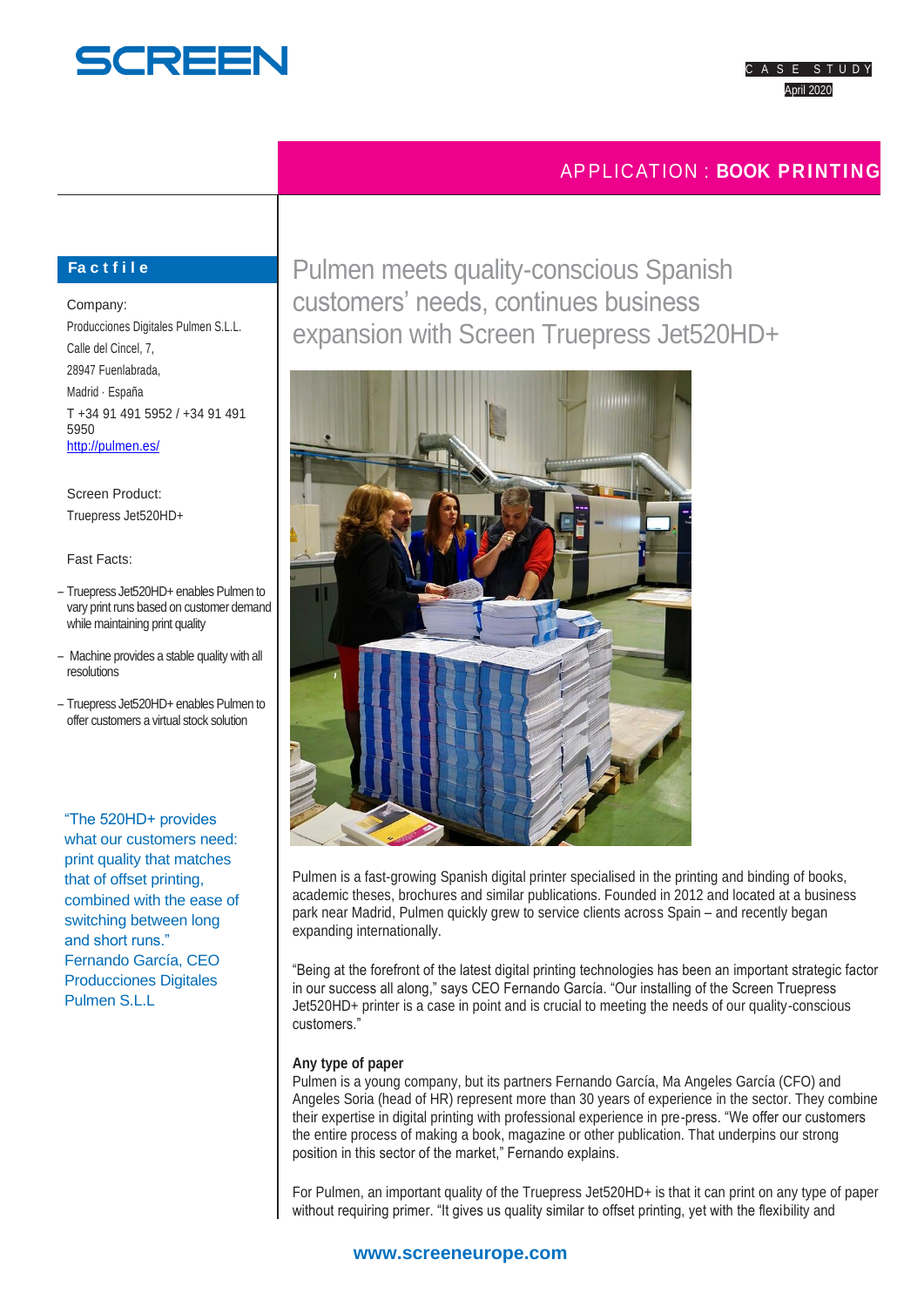SCREEN

CASE STUDY
April 2020

APPLICATION : **BOOK PRINTING**

# Pulmen meets quality-conscious Spanish customers' needs, continues business expansion with Screen Truepress Jet520HD+

**Factfile**

Company:
Producciones Digitales Pulmen S.L.L.
Calle del Cincel, 7,
28947 Fuenlabrada,
Madrid · España
T +34 91 491 5952 / +34 91 491 5950
http://pulmen.es/

Screen Product:
Truepress Jet520HD+

Fast Facts:

- Truepress Jet520HD+ enables Pulmen to vary print runs based on customer demand while maintaining print quality
- Machine provides a stable quality with all resolutions
- Truepress Jet520HD+ enables Pulmen to offer customers a virtual stock solution

"The 520HD+ provides what our customers need: print quality that matches that of offset printing, combined with the ease of switching between long and short runs."
Fernando García, CEO
Producciones Digitales Pulmen S.L.L

Pulmen is a fast-growing Spanish digital printer specialised in the printing and binding of books, academic theses, brochures and similar publications. Founded in 2012 and located at a business park near Madrid, Pulmen quickly grew to service clients across Spain – and recently began expanding internationally.

"Being at the forefront of the latest digital printing technologies has been an important strategic factor in our success all along," says CEO Fernando García. "Our installing of the Screen Truepress Jet520HD+ printer is a case in point and is crucial to meeting the needs of our quality-conscious customers."

**Any type of paper**
Pulmen is a young company, but its partners Fernando García, Ma Angeles García (CFO) and Angeles Soria (head of HR) represent more than 30 years of experience in the sector. They combine their expertise in digital printing with professional experience in pre-press. "We offer our customers the entire process of making a book, magazine or other publication. That underpins our strong position in this sector of the market," Fernando explains.

For Pulmen, an important quality of the Truepress Jet520HD+ is that it can print on any type of paper without requiring primer. "It gives us quality similar to offset printing, yet with the flexibility and

www.screeneurope.com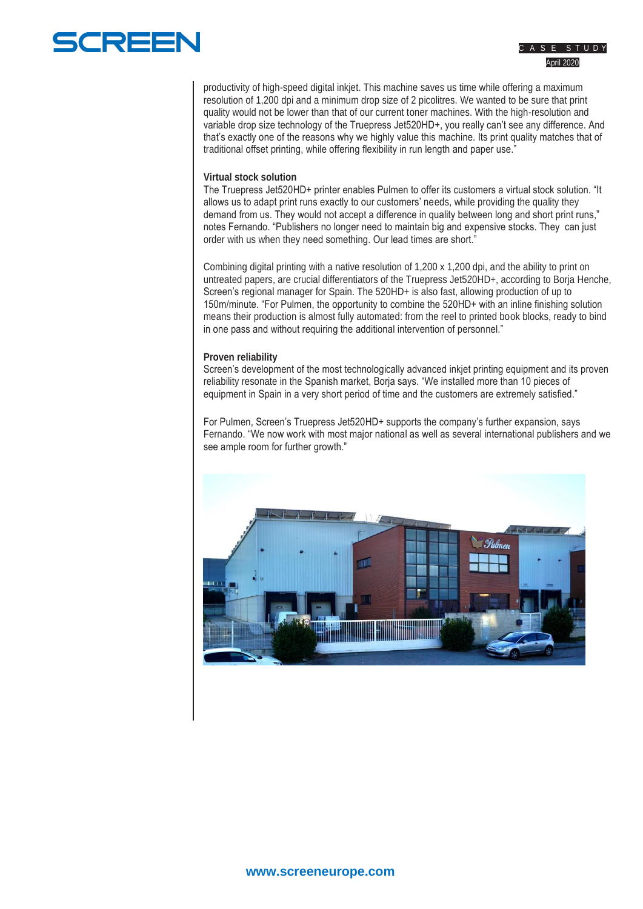productivity of high-speed digital inkjet. This machine saves us time while offering a maximum resolution of 1,200 dpi and a minimum drop size of 2 picolitres. We wanted to be sure that print quality would not be lower than that of our current toner machines. With the high-resolution and variable drop size technology of the Truepress Jet520HD+, you really can't see any difference. And that's exactly one of the reasons why we highly value this machine. Its print quality matches that of traditional offset printing, while offering flexibility in run length and paper use."

**Virtual stock solution**

The Truepress Jet520HD+ printer enables Pulmen to offer its customers a virtual stock solution. "It allows us to adapt print runs exactly to our customers' needs, while providing the quality they demand from us. They would not accept a difference in quality between long and short print runs," notes Fernando. "Publishers no longer need to maintain big and expensive stocks. They can just order with us when they need something. Our lead times are short."

Combining digital printing with a native resolution of 1,200 x 1,200 dpi, and the ability to print on untreated papers, are crucial differentiators of the Truepress Jet520HD+, according to Borja Henche, Screen's regional manager for Spain. The 520HD+ is also fast, allowing production of up to 150m/minute. "For Pulmen, the opportunity to combine the 520HD+ with an inline finishing solution means their production is almost fully automated: from the reel to printed book blocks, ready to bind in one pass and without requiring the additional intervention of personnel."

**Proven reliability**

Screen's development of the most technologically advanced inkjet printing equipment and its proven reliability resonate in the Spanish market, Borja says. "We installed more than 10 pieces of equipment in Spain in a very short period of time and the customers are extremely satisfied."

For Pulmen, Screen's Truepress Jet520HD+ supports the company's further expansion, says Fernando. "We now work with most major national as well as several international publishers and we see ample room for further growth."